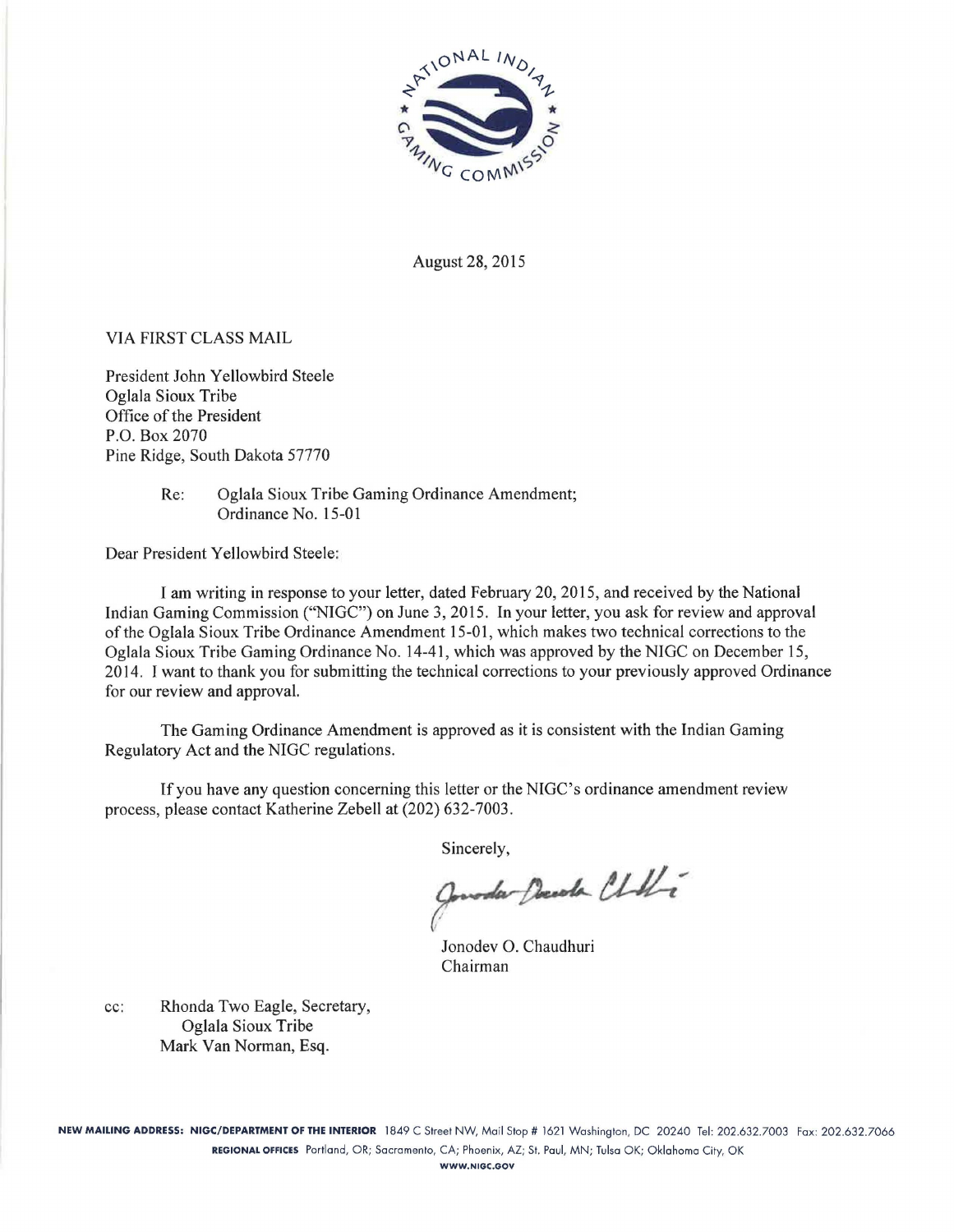August 28, 2015

VIA FIRST CLASS MAIL

President John Yellowbird Steele
Oglala Sioux Tribe
Office of the President
P.O. Box 2070
Pine Ridge, South Dakota 57770

Re: Oglala Sioux Tribe Gaming Ordinance Amendment; Ordinance No. 15-01

Dear President Yellowbird Steele:

I am writing in response to your letter, dated February 20, 2015, and received by the National Indian Gaming Commission ("NIGC") on June 3, 2015. In your letter, you ask for review and approval of the Oglala Sioux Tribe Ordinance Amendment 15-01, which makes two technical corrections to the Oglala Sioux Tribe Gaming Ordinance No. 14-41, which was approved by the NIGC on December 15, 2014. I want to thank you for submitting the technical corrections to your previously approved Ordinance for our review and approval.

The Gaming Ordinance Amendment is approved as it is consistent with the Indian Gaming Regulatory Act and the NIGC regulations.

If you have any question concerning this letter or the NIGC's ordinance amendment review process, please contact Katherine Zebell at (202) 632-7003.

Sincerely,

Jonodev O. Chaudhuri
Chairman

cc: Rhonda Two Eagle, Secretary,
Oglala Sioux Tribe
Mark Van Norman, Esq.

**NEW MAILING ADDRESS: NIGC/DEPARTMENT OF THE INTERIOR** 1849 C Street NW, Mail Stop # 1621 Washington, DC 20240 Tel: 202.632.7003 Fax: 202.632.7066
**REGIONAL OFFICES** Portland, OR; Sacramento, CA; Phoenix, AZ; St. Paul, MN; Tulsa OK; Oklahoma City, OK
**WWW.NIGC.GOV**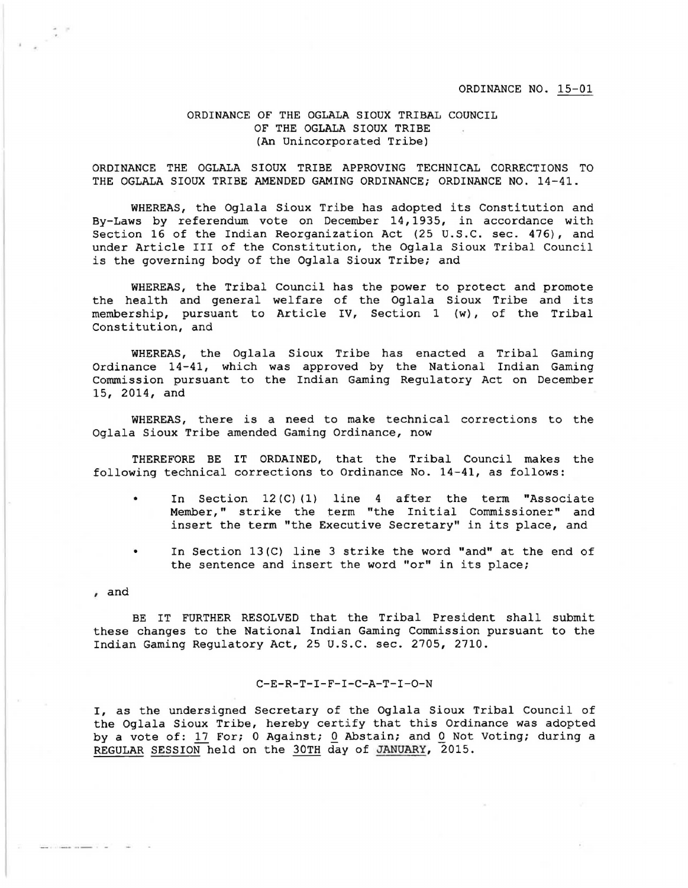ORDINANCE NO. 15-01

ORDINANCE OF THE OGLALA SIOUX TRIBAL COUNCIL
OF THE OGLALA SIOUX TRIBE
(An Unincorporated Tribe)

ORDINANCE THE OGLALA SIOUX TRIBE APPROVING TECHNICAL CORRECTIONS TO THE OGLALA SIOUX TRIBE AMENDED GAMING ORDINANCE; ORDINANCE NO. 14-41.

WHEREAS, the Oglala Sioux Tribe has adopted its Constitution and By-Laws by referendum vote on December 14,1935, in accordance with Section 16 of the Indian Reorganization Act (25 U.S.C. sec. 476), and under Article III of the Constitution, the Oglala Sioux Tribal Council is the governing body of the Oglala Sioux Tribe; and

WHEREAS, the Tribal Council has the power to protect and promote the health and general welfare of the Oglala Sioux Tribe and its membership, pursuant to Article IV, Section 1 (w), of the Tribal Constitution, and

WHEREAS, the Oglala Sioux Tribe has enacted a Tribal Gaming Ordinance 14-41, which was approved by the National Indian Gaming Commission pursuant to the Indian Gaming Regulatory Act on December 15, 2014, and

WHEREAS, there is a need to make technical corrections to the Oglala Sioux Tribe amended Gaming Ordinance, now

THEREFORE BE IT ORDAINED, that the Tribal Council makes the following technical corrections to Ordinance No. 14-41, as follows:

- In Section 12(C)(1) line 4 after the term "Associate Member," strike the term "the Initial Commissioner" and insert the term "the Executive Secretary" in its place, and
- In Section 13(C) line 3 strike the word "and" at the end of the sentence and insert the word "or" in its place;

, and

BE IT FURTHER RESOLVED that the Tribal President shall submit these changes to the National Indian Gaming Commission pursuant to the Indian Gaming Regulatory Act, 25 U.S.C. sec. 2705, 2710.

C-E-R-T-I-F-I-C-A-T-I-O-N

I, as the undersigned Secretary of the Oglala Sioux Tribal Council of the Oglala Sioux Tribe, hereby certify that this Ordinance was adopted by a vote of: 17 For; 0 Against; 0 Abstain; and 0 Not Voting; during a REGULAR SESSION held on the 30TH day of JANUARY, 2015.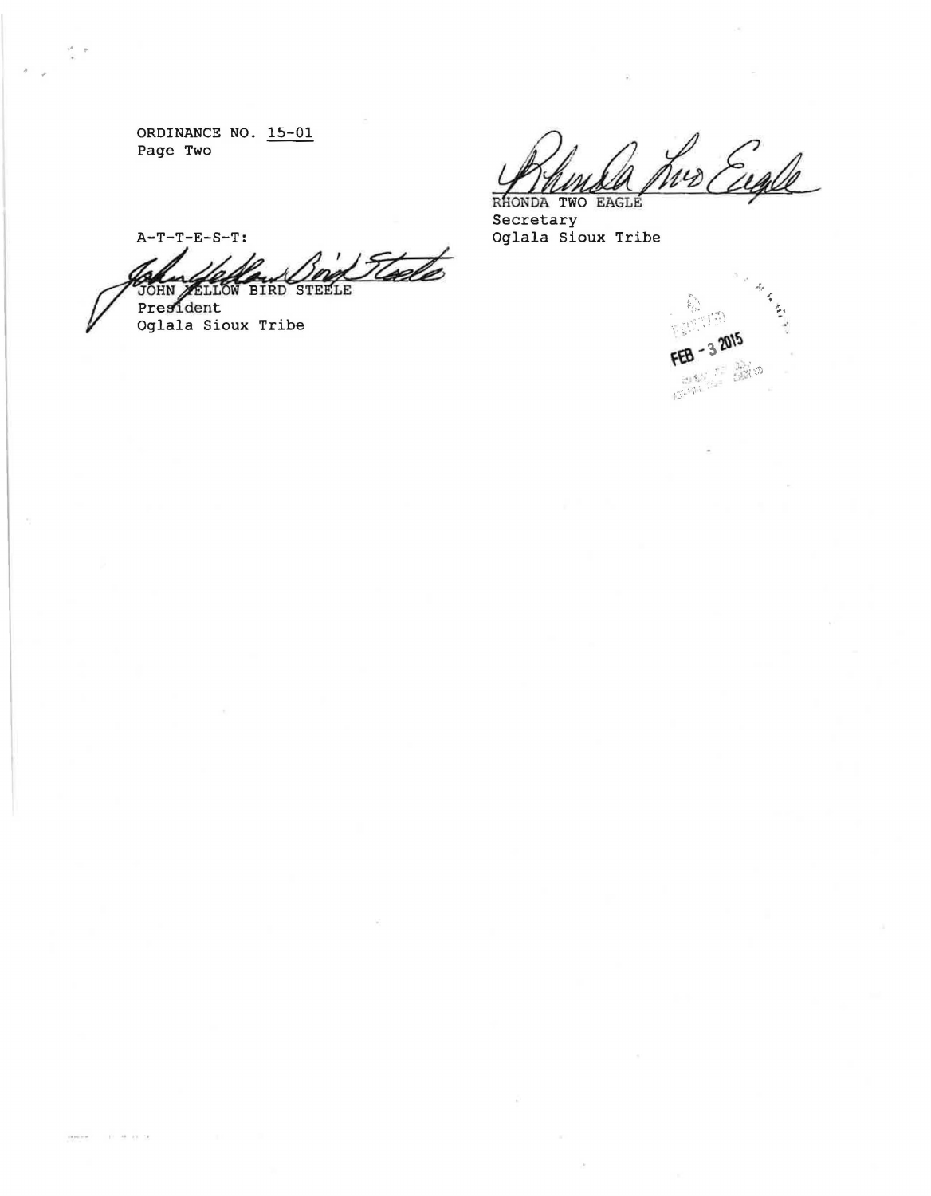ORDINANCE NO. 15-01
Page Two

RHONDA TWO EAGLE
Secretary
Oglala Sioux Tribe

A-T-T-E-S-T:

JOHN YELLOW BIRD STEELE
President
Oglala Sioux Tribe

FEB - 3 2015